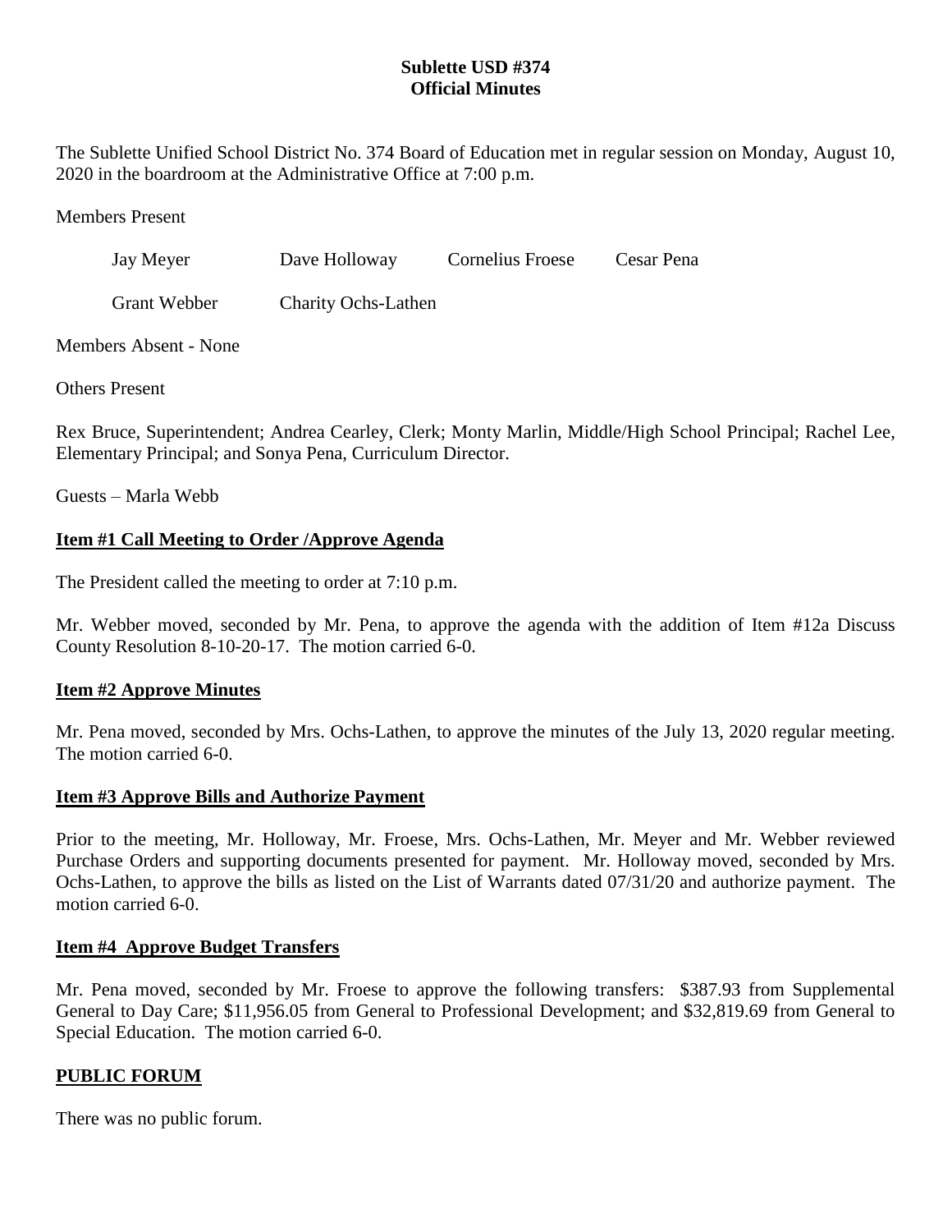**Sublette USD #374**
**Official Minutes**

The Sublette Unified School District No. 374 Board of Education met in regular session on Monday, August 10, 2020 in the boardroom at the Administrative Office at 7:00 p.m.

Members Present

| | | | |
|---|---|---|---|
| Jay Meyer | Dave Holloway | Cornelius Froese | Cesar Pena |
| Grant Webber | Charity Ochs-Lathen | | |

Members Absent - None

Others Present

Rex Bruce, Superintendent; Andrea Cearley, Clerk; Monty Marlin, Middle/High School Principal; Rachel Lee, Elementary Principal; and Sonya Pena, Curriculum Director.

Guests – Marla Webb

## Item #1 Call Meeting to Order /Approve Agenda

The President called the meeting to order at 7:10 p.m.

Mr. Webber moved, seconded by Mr. Pena, to approve the agenda with the addition of Item #12a Discuss County Resolution 8-10-20-17. The motion carried 6-0.

## Item #2 Approve Minutes

Mr. Pena moved, seconded by Mrs. Ochs-Lathen, to approve the minutes of the July 13, 2020 regular meeting. The motion carried 6-0.

## Item #3 Approve Bills and Authorize Payment

Prior to the meeting, Mr. Holloway, Mr. Froese, Mrs. Ochs-Lathen, Mr. Meyer and Mr. Webber reviewed Purchase Orders and supporting documents presented for payment. Mr. Holloway moved, seconded by Mrs. Ochs-Lathen, to approve the bills as listed on the List of Warrants dated 07/31/20 and authorize payment. The motion carried 6-0.

## Item #4 Approve Budget Transfers

Mr. Pena moved, seconded by Mr. Froese to approve the following transfers: $387.93 from Supplemental General to Day Care; $11,956.05 from General to Professional Development; and $32,819.69 from General to Special Education. The motion carried 6-0.

## PUBLIC FORUM

There was no public forum.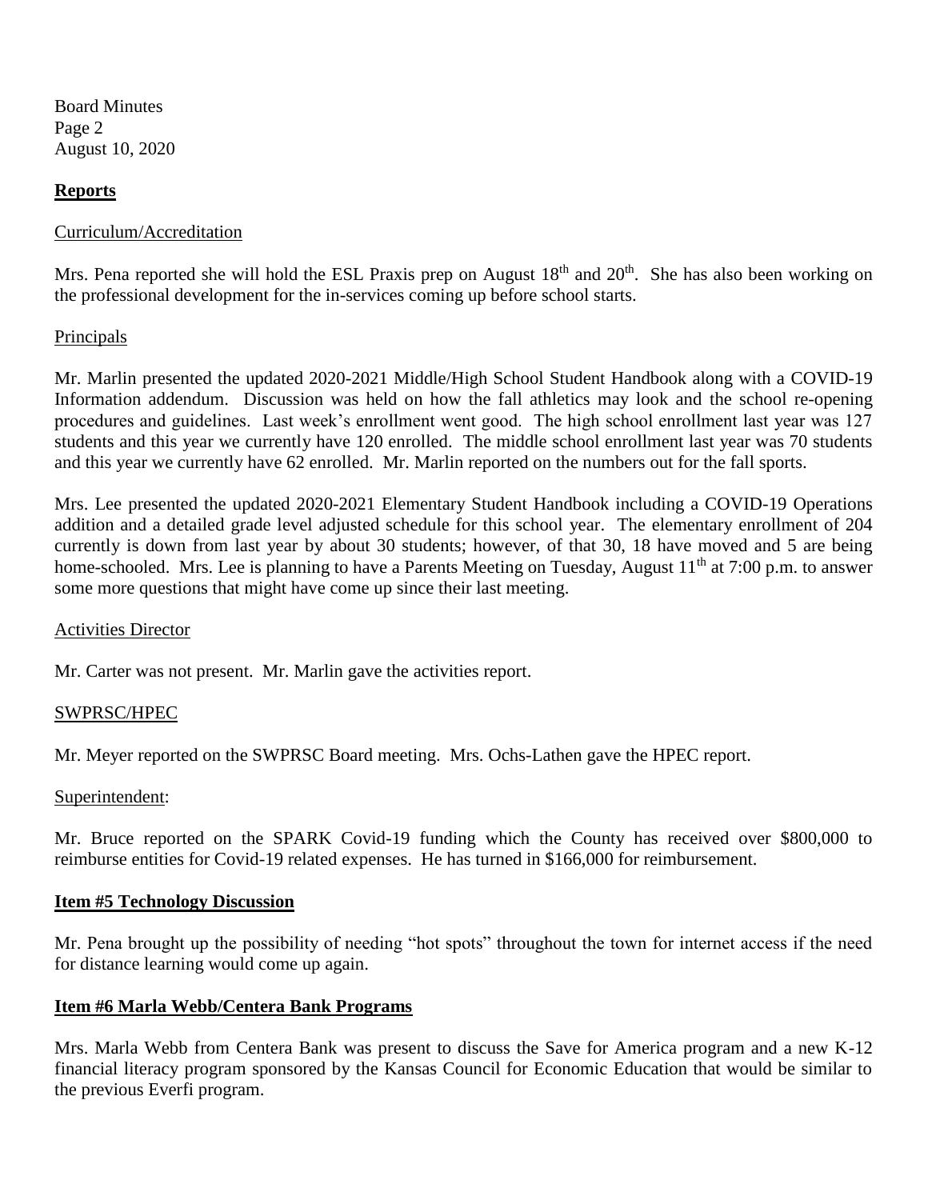## Reports

Curriculum/Accreditation

Mrs. Pena reported she will hold the ESL Praxis prep on August 18th and 20th. She has also been working on the professional development for the in-services coming up before school starts.

Principals

Mr. Marlin presented the updated 2020-2021 Middle/High School Student Handbook along with a COVID-19 Information addendum. Discussion was held on how the fall athletics may look and the school re-opening procedures and guidelines. Last week's enrollment went good. The high school enrollment last year was 127 students and this year we currently have 120 enrolled. The middle school enrollment last year was 70 students and this year we currently have 62 enrolled. Mr. Marlin reported on the numbers out for the fall sports.

Mrs. Lee presented the updated 2020-2021 Elementary Student Handbook including a COVID-19 Operations addition and a detailed grade level adjusted schedule for this school year. The elementary enrollment of 204 currently is down from last year by about 30 students; however, of that 30, 18 have moved and 5 are being home-schooled. Mrs. Lee is planning to have a Parents Meeting on Tuesday, August 11th at 7:00 p.m. to answer some more questions that might have come up since their last meeting.

Activities Director

Mr. Carter was not present. Mr. Marlin gave the activities report.

SWPRSC/HPEC

Mr. Meyer reported on the SWPRSC Board meeting. Mrs. Ochs-Lathen gave the HPEC report.

Superintendent:

Mr. Bruce reported on the SPARK Covid-19 funding which the County has received over $800,000 to reimburse entities for Covid-19 related expenses. He has turned in $166,000 for reimbursement.

## Item #5 Technology Discussion

Mr. Pena brought up the possibility of needing "hot spots" throughout the town for internet access if the need for distance learning would come up again.

## Item #6 Marla Webb/Centera Bank Programs

Mrs. Marla Webb from Centera Bank was present to discuss the Save for America program and a new K-12 financial literacy program sponsored by the Kansas Council for Economic Education that would be similar to the previous Everfi program.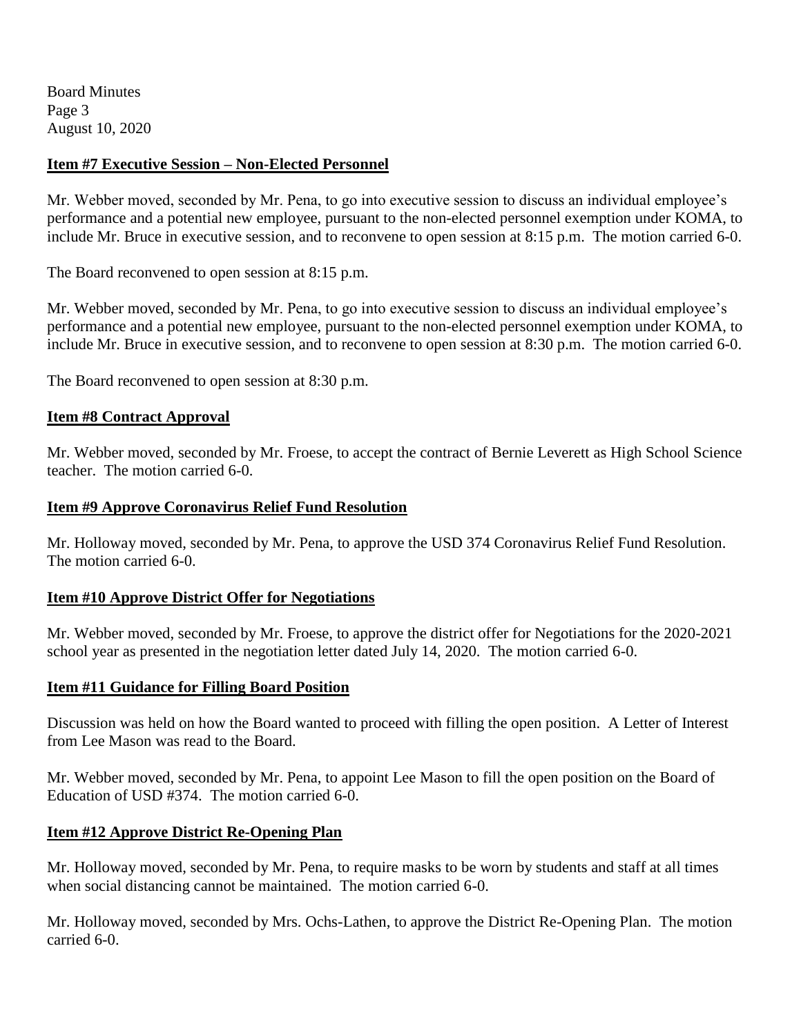## Item #7 Executive Session – Non-Elected Personnel

Mr. Webber moved, seconded by Mr. Pena, to go into executive session to discuss an individual employee's performance and a potential new employee, pursuant to the non-elected personnel exemption under KOMA, to include Mr. Bruce in executive session, and to reconvene to open session at 8:15 p.m. The motion carried 6-0.

The Board reconvened to open session at 8:15 p.m.

Mr. Webber moved, seconded by Mr. Pena, to go into executive session to discuss an individual employee's performance and a potential new employee, pursuant to the non-elected personnel exemption under KOMA, to include Mr. Bruce in executive session, and to reconvene to open session at 8:30 p.m. The motion carried 6-0.

The Board reconvened to open session at 8:30 p.m.

## Item #8 Contract Approval

Mr. Webber moved, seconded by Mr. Froese, to accept the contract of Bernie Leverett as High School Science teacher. The motion carried 6-0.

## Item #9 Approve Coronavirus Relief Fund Resolution

Mr. Holloway moved, seconded by Mr. Pena, to approve the USD 374 Coronavirus Relief Fund Resolution. The motion carried 6-0.

## Item #10 Approve District Offer for Negotiations

Mr. Webber moved, seconded by Mr. Froese, to approve the district offer for Negotiations for the 2020-2021 school year as presented in the negotiation letter dated July 14, 2020. The motion carried 6-0.

## Item #11 Guidance for Filling Board Position

Discussion was held on how the Board wanted to proceed with filling the open position. A Letter of Interest from Lee Mason was read to the Board.

Mr. Webber moved, seconded by Mr. Pena, to appoint Lee Mason to fill the open position on the Board of Education of USD #374. The motion carried 6-0.

## Item #12 Approve District Re-Opening Plan

Mr. Holloway moved, seconded by Mr. Pena, to require masks to be worn by students and staff at all times when social distancing cannot be maintained. The motion carried 6-0.

Mr. Holloway moved, seconded by Mrs. Ochs-Lathen, to approve the District Re-Opening Plan. The motion carried 6-0.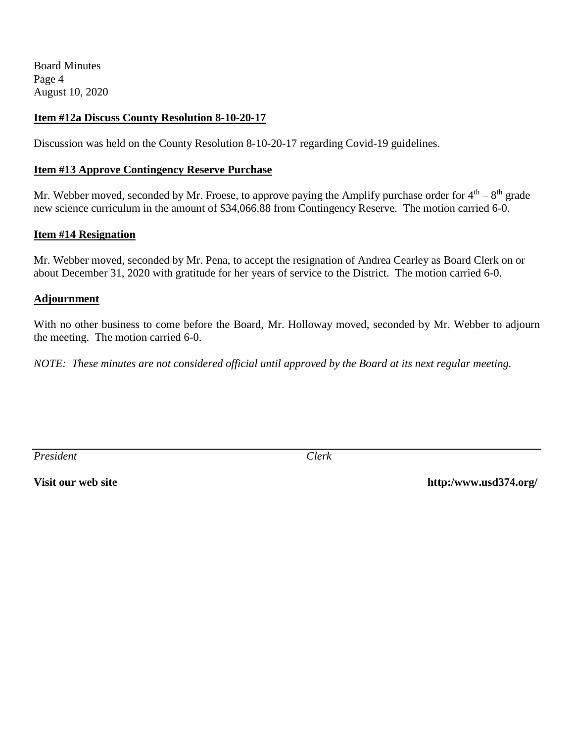**Item #12a Discuss County Resolution 8-10-20-17**

Discussion was held on the County Resolution 8-10-20-17 regarding Covid-19 guidelines.

**Item #13 Approve Contingency Reserve Purchase**

Mr. Webber moved, seconded by Mr. Froese, to approve paying the Amplify purchase order for 4th – 8th grade new science curriculum in the amount of $34,066.88 from Contingency Reserve. The motion carried 6-0.

**Item #14 Resignation**

Mr. Webber moved, seconded by Mr. Pena, to accept the resignation of Andrea Cearley as Board Clerk on or about December 31, 2020 with gratitude for her years of service to the District. The motion carried 6-0.

**Adjournment**

With no other business to come before the Board, Mr. Holloway moved, seconded by Mr. Webber to adjourn the meeting. The motion carried 6-0.

*NOTE: These minutes are not considered official until approved by the Board at its next regular meeting.*

*President* *Clerk*

**Visit our web site** **http:/www.usd374.org/**